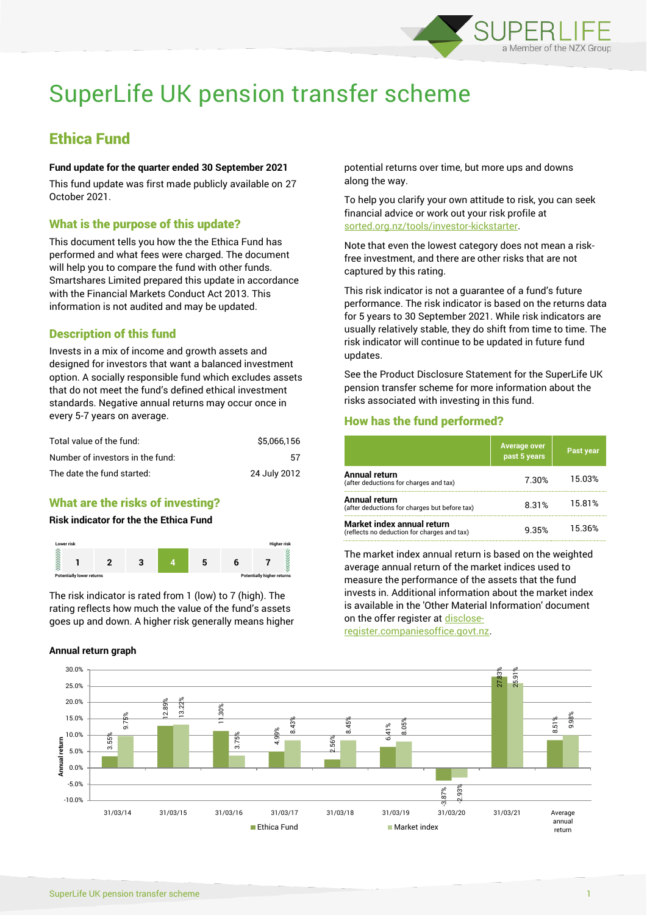# SuperLife UK pension transfer scheme

## Ethica Fund

**Fund update for the quarter ended 30 September 2021**

This fund update was first made publicly available on 27 October 2021.

### What is the purpose of this update?

This document tells you how the the Ethica Fund has performed and what fees were charged. The document will help you to compare the fund with other funds. Smartshares Limited prepared this update in accordance with the Financial Markets Conduct Act 2013. This information is not audited and may be updated.

### Description of this fund

Invests in a mix of income and growth assets and designed for investors that want a balanced investment option. A socially responsible fund which excludes assets that do not meet the fund's defined ethical investment standards. Negative annual returns may occur once in every 5-7 years on average.

| | |
|---|---|
| Total value of the fund: | $5,066,156 |
| Number of investors in the fund: | 57 |
| The date the fund started: | 24 July 2012 |

### What are the risks of investing?

**Risk indicator for the the Ethica Fund**

Lower risk — Higher risk

| 1 | 2 | 3 | **4** | 5 | 6 | 7 |
|---|---|---|---|---|---|---|

Potentially lower returns — Potentially higher returns

The risk indicator is rated from 1 (low) to 7 (high). The rating reflects how much the value of the fund's assets goes up and down. A higher risk generally means higher potential returns over time, but more ups and downs along the way.

To help you clarify your own attitude to risk, you can seek financial advice or work out your risk profile at sorted.org.nz/tools/investor-kickstarter.

Note that even the lowest category does not mean a risk-free investment, and there are other risks that are not captured by this rating.

This risk indicator is not a guarantee of a fund's future performance. The risk indicator is based on the returns data for 5 years to 30 September 2021. While risk indicators are usually relatively stable, they do shift from time to time. The risk indicator will continue to be updated in future fund updates.

See the Product Disclosure Statement for the SuperLife UK pension transfer scheme for more information about the risks associated with investing in this fund.

### How has the fund performed?

| | Average over past 5 years | Past year |
|---|---|---|
| **Annual return** (after deductions for charges and tax) | 7.30% | 15.03% |
| **Annual return** (after deductions for charges but before tax) | 8.31% | 15.81% |
| **Market index annual return** (reflects no deduction for charges and tax) | 9.35% | 15.36% |

The market index annual return is based on the weighted average annual return of the market indices used to measure the performance of the assets that the fund invests in. Additional information about the market index is available in the 'Other Material Information' document on the offer register at disclose-register.companiesoffice.govt.nz.

**Annual return graph**

| | Ethica Fund | Market index |
|---|---|---|
| 31/03/14 | 3.55% | 9.75% |
| 31/03/15 | 12.89% | 13.22% |
| 31/03/16 | 11.30% | 3.75% |
| 31/03/17 | 4.99% | 8.43% |
| 31/03/18 | 2.56% | 8.45% |
| 31/03/19 | 6.41% | 8.05% |
| 31/03/20 | -3.87% | -2.93% |
| 31/03/21 | 27.83% | 25.91% |
| Average annual return | 8.51% | 9.98% |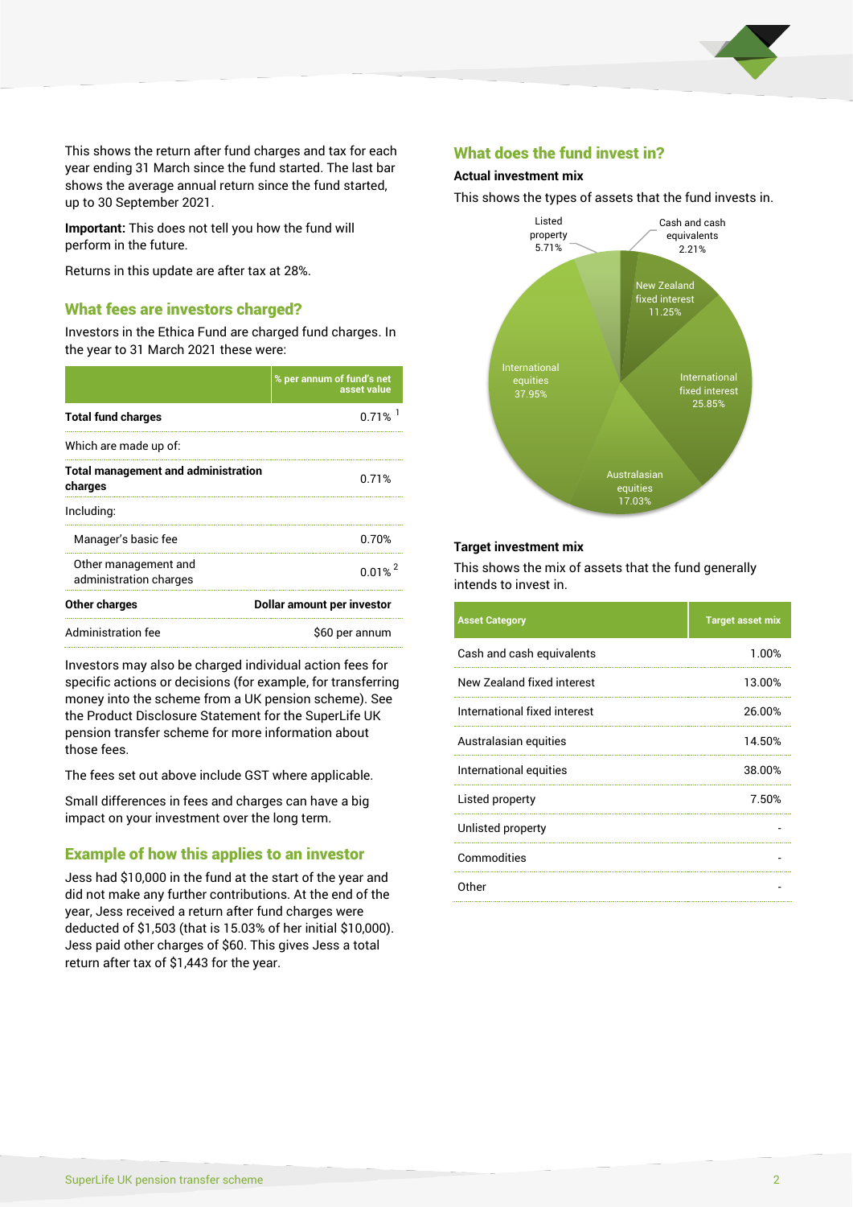This shows the return after fund charges and tax for each year ending 31 March since the fund started. The last bar shows the average annual return since the fund started, up to 30 September 2021.

**Important:** This does not tell you how the fund will perform in the future.

Returns in this update are after tax at 28%.

## What fees are investors charged?

Investors in the Ethica Fund are charged fund charges. In the year to 31 March 2021 these were:

| | % per annum of fund's net asset value |
|---|---|
| **Total fund charges** | 0.71% [1] |
| Which are made up of: | |
| **Total management and administration charges** | 0.71% |
| Including: | |
| Manager's basic fee | 0.70% |
| Other management and administration charges | 0.01% [2] |
| **Other charges** | **Dollar amount per investor** |
| Administration fee | $60 per annum |

Investors may also be charged individual action fees for specific actions or decisions (for example, for transferring money into the scheme from a UK pension scheme). See the Product Disclosure Statement for the SuperLife UK pension transfer scheme for more information about those fees.

The fees set out above include GST where applicable.

Small differences in fees and charges can have a big impact on your investment over the long term.

## Example of how this applies to an investor

Jess had $10,000 in the fund at the start of the year and did not make any further contributions. At the end of the year, Jess received a return after fund charges were deducted of $1,503 (that is 15.03% of her initial $10,000). Jess paid other charges of $60. This gives Jess a total return after tax of $1,443 for the year.

## What does the fund invest in?

### Actual investment mix

This shows the types of assets that the fund invests in.

- Cash and cash equivalents 2.21%
- New Zealand fixed interest 11.25%
- International fixed interest 25.85%
- Australasian equities 17.03%
- International equities 37.95%
- Listed property 5.71%

### Target investment mix

This shows the mix of assets that the fund generally intends to invest in.

| Asset Category | Target asset mix |
|---|---|
| Cash and cash equivalents | 1.00% |
| New Zealand fixed interest | 13.00% |
| International fixed interest | 26.00% |
| Australasian equities | 14.50% |
| International equities | 38.00% |
| Listed property | 7.50% |
| Unlisted property | - |
| Commodities | - |
| Other | - |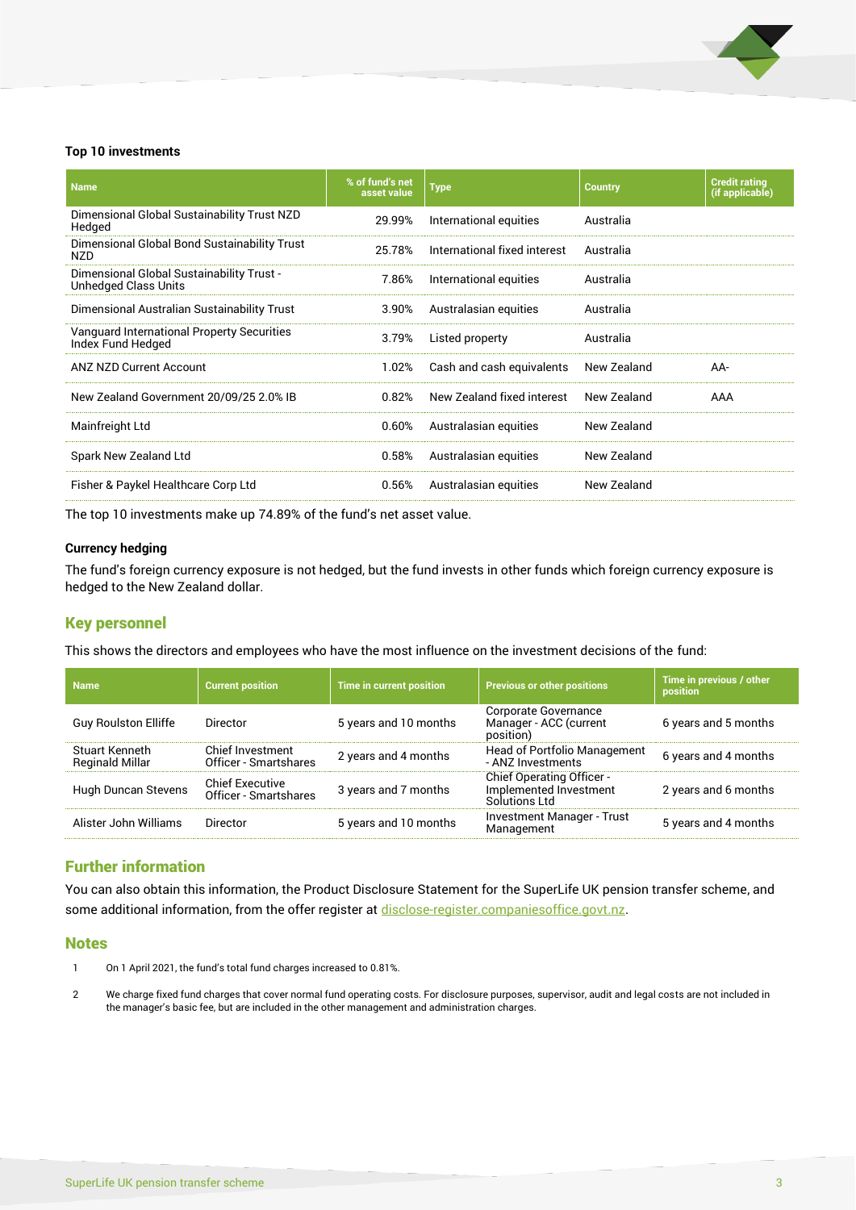### Top 10 investments

| Name | % of fund's net asset value | Type | Country | Credit rating (if applicable) |
|---|---|---|---|---|
| Dimensional Global Sustainability Trust NZD Hedged | 29.99% | International equities | Australia | |
| Dimensional Global Bond Sustainability Trust NZD | 25.78% | International fixed interest | Australia | |
| Dimensional Global Sustainability Trust - Unhedged Class Units | 7.86% | International equities | Australia | |
| Dimensional Australian Sustainability Trust | 3.90% | Australasian equities | Australia | |
| Vanguard International Property Securities Index Fund Hedged | 3.79% | Listed property | Australia | |
| ANZ NZD Current Account | 1.02% | Cash and cash equivalents | New Zealand | AA- |
| New Zealand Government 20/09/25 2.0% IB | 0.82% | New Zealand fixed interest | New Zealand | AAA |
| Mainfreight Ltd | 0.60% | Australasian equities | New Zealand | |
| Spark New Zealand Ltd | 0.58% | Australasian equities | New Zealand | |
| Fisher & Paykel Healthcare Corp Ltd | 0.56% | Australasian equities | New Zealand | |

The top 10 investments make up 74.89% of the fund's net asset value.

### Currency hedging

The fund's foreign currency exposure is not hedged, but the fund invests in other funds which foreign currency exposure is hedged to the New Zealand dollar.

## Key personnel

This shows the directors and employees who have the most influence on the investment decisions of the fund:

| Name | Current position | Time in current position | Previous or other positions | Time in previous / other position |
|---|---|---|---|---|
| Guy Roulston Elliffe | Director | 5 years and 10 months | Corporate Governance Manager - ACC (current position) | 6 years and 5 months |
| Stuart Kenneth Reginald Millar | Chief Investment Officer - Smartshares | 2 years and 4 months | Head of Portfolio Management - ANZ Investments | 6 years and 4 months |
| Hugh Duncan Stevens | Chief Executive Officer - Smartshares | 3 years and 7 months | Chief Operating Officer - Implemented Investment Solutions Ltd | 2 years and 6 months |
| Alister John Williams | Director | 5 years and 10 months | Investment Manager - Trust Management | 5 years and 4 months |

## Further information

You can also obtain this information, the Product Disclosure Statement for the SuperLife UK pension transfer scheme, and some additional information, from the offer register at disclose-register.companiesoffice.govt.nz.

## Notes

1. On 1 April 2021, the fund's total fund charges increased to 0.81%.
2. We charge fixed fund charges that cover normal fund operating costs. For disclosure purposes, supervisor, audit and legal costs are not included in the manager's basic fee, but are included in the other management and administration charges.